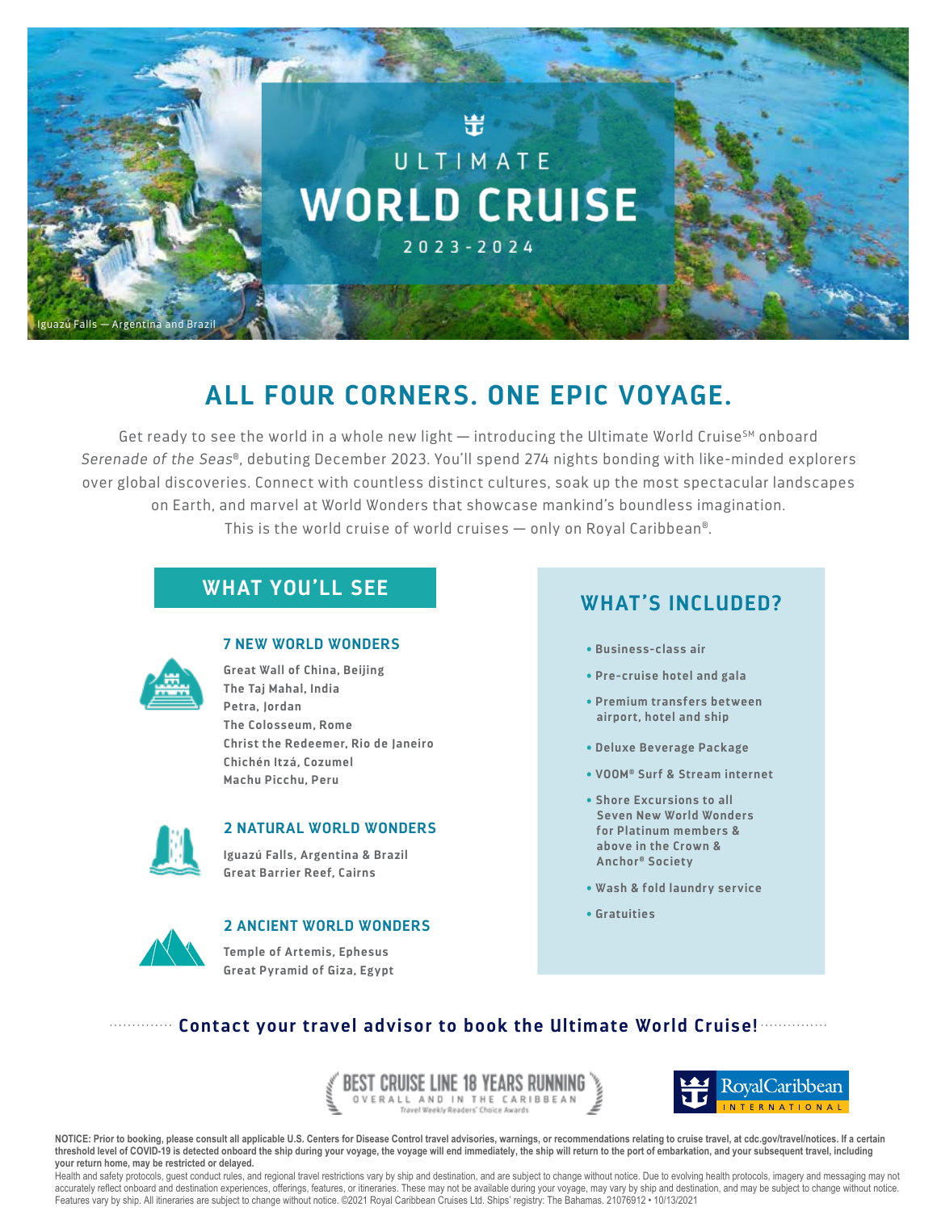Iguazú Falls — Argentina and Brazil

# ULTIMATE WORLD CRUISE

2023-2024

## ALL FOUR CORNERS. ONE EPIC VOYAGE.

Get ready to see the world in a whole new light — introducing the Ultimate World Cruise℠ onboard *Serenade of the Seas*®, debuting December 2023. You'll spend 274 nights bonding with like-minded explorers over global discoveries. Connect with countless distinct cultures, soak up the most spectacular landscapes on Earth, and marvel at World Wonders that showcase mankind's boundless imagination. This is the world cruise of world cruises — only on Royal Caribbean®.

## WHAT YOU'LL SEE

### 7 NEW WORLD WONDERS

Great Wall of China, Beijing
The Taj Mahal, India
Petra, Jordan
The Colosseum, Rome
Christ the Redeemer, Rio de Janeiro
Chichén Itzá, Cozumel
Machu Picchu, Peru

### 2 NATURAL WORLD WONDERS

Iguazú Falls, Argentina & Brazil
Great Barrier Reef, Cairns

### 2 ANCIENT WORLD WONDERS

Temple of Artemis, Ephesus
Great Pyramid of Giza, Egypt

## WHAT'S INCLUDED?

- Business-class air
- Pre-cruise hotel and gala
- Premium transfers between airport, hotel and ship
- Deluxe Beverage Package
- VOOM® Surf & Stream internet
- Shore Excursions to all Seven New World Wonders for Platinum members & above in the Crown & Anchor® Society
- Wash & fold laundry service
- Gratuities

**Contact your travel advisor to book the Ultimate World Cruise!**

BEST CRUISE LINE 18 YEARS RUNNING
OVERALL AND IN THE CARIBBEAN
Travel Weekly Readers' Choice Awards

Royal Caribbean INTERNATIONAL

**NOTICE: Prior to booking, please consult all applicable U.S. Centers for Disease Control travel advisories, warnings, or recommendations relating to cruise travel, at cdc.gov/travel/notices. If a certain threshold level of COVID-19 is detected onboard the ship during your voyage, the voyage will end immediately, the ship will return to the port of embarkation, and your subsequent travel, including your return home, may be restricted or delayed.**

Health and safety protocols, guest conduct rules, and regional travel restrictions vary by ship and destination, and are subject to change without notice. Due to evolving health protocols, imagery and messaging may not accurately reflect onboard and destination experiences, offerings, features, or itineraries. These may not be available during your voyage, may vary by ship and destination, and may be subject to change without notice. Features vary by ship. All itineraries are subject to change without notice. ©2021 Royal Caribbean Cruises Ltd. Ships' registry: The Bahamas. 21076912 • 10/13/2021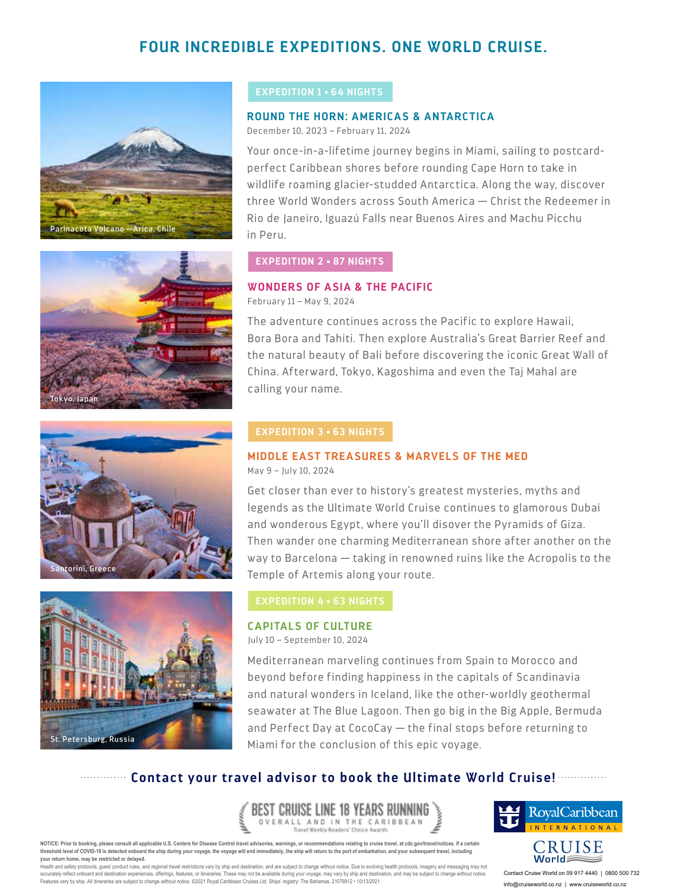# FOUR INCREDIBLE EXPEDITIONS. ONE WORLD CRUISE.

Parinacota Volcano —Arica, Chile

**EXPEDITION 1 • 64 NIGHTS**

## ROUND THE HORN: AMERICAS & ANTARCTICA

December 10, 2023 – February 11, 2024

Your once-in-a-lifetime journey begins in Miami, sailing to postcard-perfect Caribbean shores before rounding Cape Horn to take in wildlife roaming glacier-studded Antarctica. Along the way, discover three World Wonders across South America — Christ the Redeemer in Rio de Janeiro, Iguazú Falls near Buenos Aires and Machu Picchu in Peru.

Tokyo, Japan

**EXPEDITION 2 • 87 NIGHTS**

## WONDERS OF ASIA & THE PACIFIC

February 11 – May 9, 2024

The adventure continues across the Pacific to explore Hawaii, Bora Bora and Tahiti. Then explore Australia's Great Barrier Reef and the natural beauty of Bali before discovering the iconic Great Wall of China. Afterward, Tokyo, Kagoshima and even the Taj Mahal are calling your name.

Santorini, Greece

**EXPEDITION 3 • 63 NIGHTS**

## MIDDLE EAST TREASURES & MARVELS OF THE MED

May 9 – July 10, 2024

Get closer than ever to history's greatest mysteries, myths and legends as the Ultimate World Cruise continues to glamorous Dubai and wonderous Egypt, where you'll discover the Pyramids of Giza. Then wander one charming Mediterranean shore after another on the way to Barcelona — taking in renowned ruins like the Acropolis to the Temple of Artemis along your route.

St. Petersburg, Russia

**EXPEDITION 4 • 63 NIGHTS**

## CAPITALS OF CULTURE

July 10 – September 10, 2024

Mediterranean marveling continues from Spain to Morocco and beyond before finding happiness in the capitals of Scandinavia and natural wonders in Iceland, like the other-worldly geothermal seawater at The Blue Lagoon. Then go big in the Big Apple, Bermuda and Perfect Day at CocoCay — the final stops before returning to Miami for the conclusion of this epic voyage.

**Contact your travel advisor to book the Ultimate World Cruise!**

BEST CRUISE LINE 18 YEARS RUNNING
OVERALL AND IN THE CARIBBEAN
Travel Weekly Readers' Choice Awards

RoyalCaribbean INTERNATIONAL

CRUISE World

**NOTICE: Prior to booking, please consult all applicable U.S. Centers for Disease Control travel advisories, warnings, or recommendations relating to cruise travel, at cdc.gov/travel/notices. If a certain threshold level of COVID-19 is detected onboard the ship during your voyage, the voyage will end immediately, the ship will return to the port of embarkation, and your subsequent travel, including your return home, may be restricted or delayed.**

Health and safety protocols, guest conduct rules, and regional travel restrictions vary by ship and destination, and are subject to change without notice. Due to evolving health protocols, imagery and messaging may not accurately reflect onboard and destination experiences, offerings, features, or itineraries. These may not be available during your voyage, may vary by ship and destination, and may be subject to change without notice. Features vary by ship. All itineraries are subject to change without notice. ©2021 Royal Caribbean Cruises Ltd. Ships' registry: The Bahamas. 21076912 • 10/13/2021

Contact Cruise World on 09 917 4440 | 0800 500 732
info@cruiseworld.co.nz | www.cruiseworld.co.nz